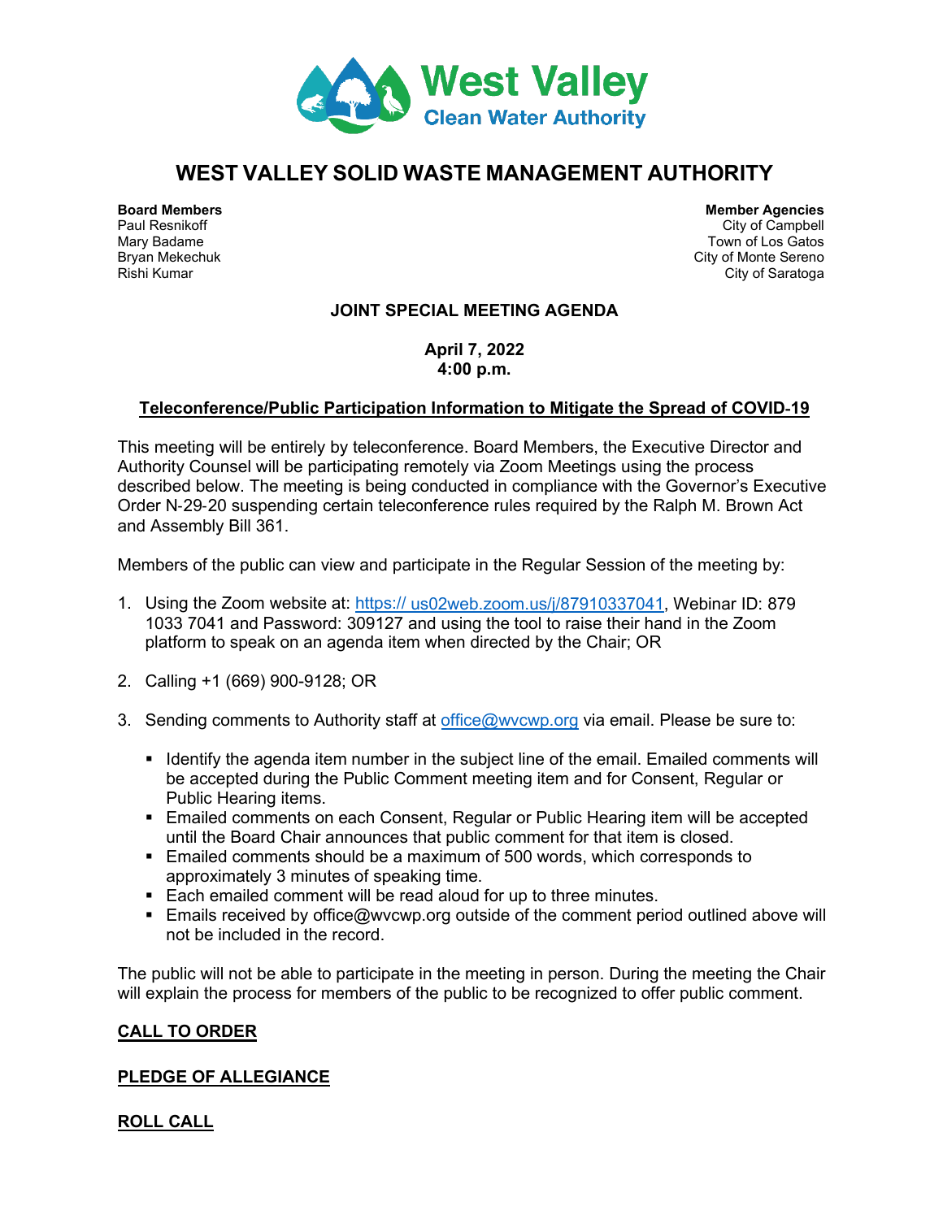West Valley Clean Water Authority

# WEST VALLEY SOLID WASTE MANAGEMENT AUTHORITY

**Board Members**
Paul Resnikoff
Mary Badame
Bryan Mekechuk
Rishi Kumar

**Member Agencies**
City of Campbell
Town of Los Gatos
City of Monte Sereno
City of Saratoga

**JOINT SPECIAL MEETING AGENDA**

**April 7, 2022**
**4:00 p.m.**

**Teleconference/Public Participation Information to Mitigate the Spread of COVID-19**

This meeting will be entirely by teleconference. Board Members, the Executive Director and Authority Counsel will be participating remotely via Zoom Meetings using the process described below. The meeting is being conducted in compliance with the Governor's Executive Order N-29-20 suspending certain teleconference rules required by the Ralph M. Brown Act and Assembly Bill 361.

Members of the public can view and participate in the Regular Session of the meeting by:

1. Using the Zoom website at: https:// us02web.zoom.us/j/87910337041, Webinar ID: 879 1033 7041 and Password: 309127 and using the tool to raise their hand in the Zoom platform to speak on an agenda item when directed by the Chair; OR

2. Calling +1 (669) 900-9128; OR

3. Sending comments to Authority staff at office@wvcwp.org via email. Please be sure to:

   - Identify the agenda item number in the subject line of the email. Emailed comments will be accepted during the Public Comment meeting item and for Consent, Regular or Public Hearing items.
   - Emailed comments on each Consent, Regular or Public Hearing item will be accepted until the Board Chair announces that public comment for that item is closed.
   - Emailed comments should be a maximum of 500 words, which corresponds to approximately 3 minutes of speaking time.
   - Each emailed comment will be read aloud for up to three minutes.
   - Emails received by office@wvcwp.org outside of the comment period outlined above will not be included in the record.

The public will not be able to participate in the meeting in person. During the meeting the Chair will explain the process for members of the public to be recognized to offer public comment.

**CALL TO ORDER**

**PLEDGE OF ALLEGIANCE**

**ROLL CALL**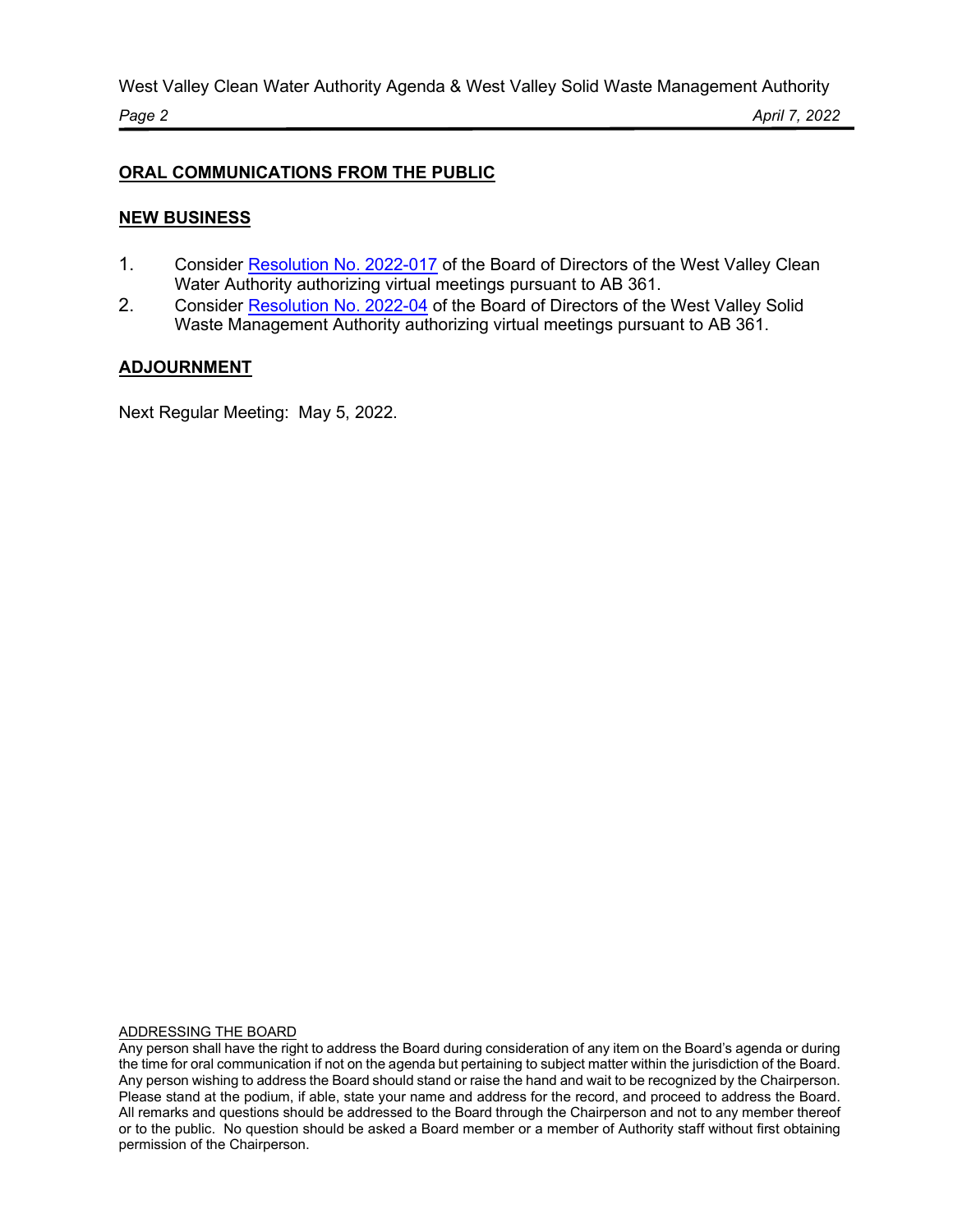## ORAL COMMUNICATIONS FROM THE PUBLIC

## NEW BUSINESS

1. Consider Resolution No. 2022-017 of the Board of Directors of the West Valley Clean Water Authority authorizing virtual meetings pursuant to AB 361.
2. Consider Resolution No. 2022-04 of the Board of Directors of the West Valley Solid Waste Management Authority authorizing virtual meetings pursuant to AB 361.

## ADJOURNMENT

Next Regular Meeting: May 5, 2022.

ADDRESSING THE BOARD

Any person shall have the right to address the Board during consideration of any item on the Board's agenda or during the time for oral communication if not on the agenda but pertaining to subject matter within the jurisdiction of the Board. Any person wishing to address the Board should stand or raise the hand and wait to be recognized by the Chairperson. Please stand at the podium, if able, state your name and address for the record, and proceed to address the Board. All remarks and questions should be addressed to the Board through the Chairperson and not to any member thereof or to the public. No question should be asked a Board member or a member of Authority staff without first obtaining permission of the Chairperson.